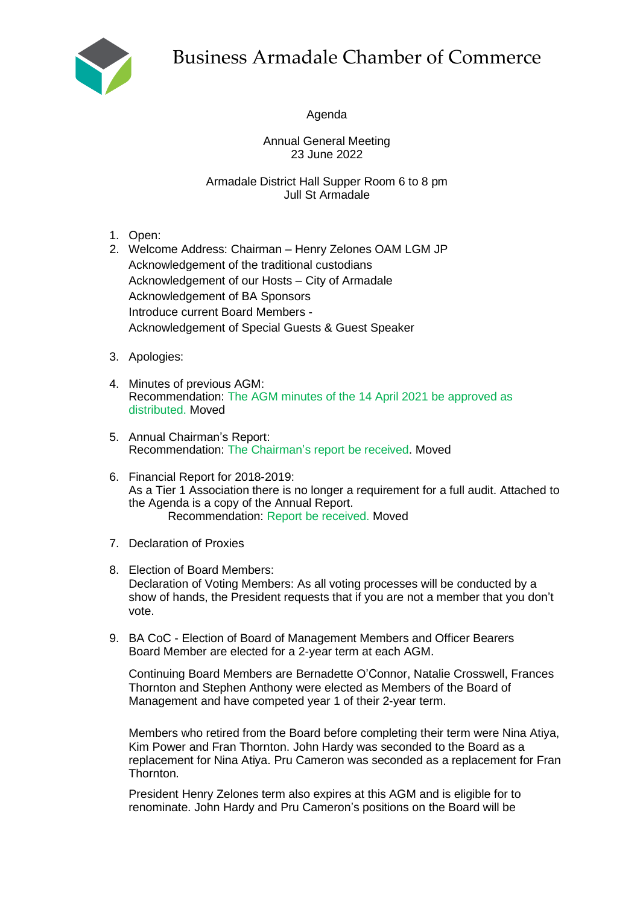# Business Armadale Chamber of Commerce

Agenda

Annual General Meeting
23 June 2022

Armadale District Hall Supper Room 6 to 8 pm
Jull St Armadale

1. Open:
2. Welcome Address: Chairman – Henry Zelones OAM LGM JP
   Acknowledgement of the traditional custodians
   Acknowledgement of our Hosts – City of Armadale
   Acknowledgement of BA Sponsors
   Introduce current Board Members -
   Acknowledgement of Special Guests & Guest Speaker

3. Apologies:

4. Minutes of previous AGM:
   Recommendation: The AGM minutes of the 14 April 2021 be approved as distributed. Moved

5. Annual Chairman's Report:
   Recommendation: The Chairman's report be received. Moved

6. Financial Report for 2018-2019:
   As a Tier 1 Association there is no longer a requirement for a full audit. Attached to the Agenda is a copy of the Annual Report.
   Recommendation: Report be received. Moved

7. Declaration of Proxies

8. Election of Board Members:
   Declaration of Voting Members: As all voting processes will be conducted by a show of hands, the President requests that if you are not a member that you don't vote.

9. BA CoC - Election of Board of Management Members and Officer Bearers
   Board Member are elected for a 2-year term at each AGM.

   Continuing Board Members are Bernadette O'Connor, Natalie Crosswell, Frances Thornton and Stephen Anthony were elected as Members of the Board of Management and have competed year 1 of their 2-year term.

   Members who retired from the Board before completing their term were Nina Atiya, Kim Power and Fran Thornton. John Hardy was seconded to the Board as a replacement for Nina Atiya. Pru Cameron was seconded as a replacement for Fran Thornton.

   President Henry Zelones term also expires at this AGM and is eligible for to renominate. John Hardy and Pru Cameron's positions on the Board will be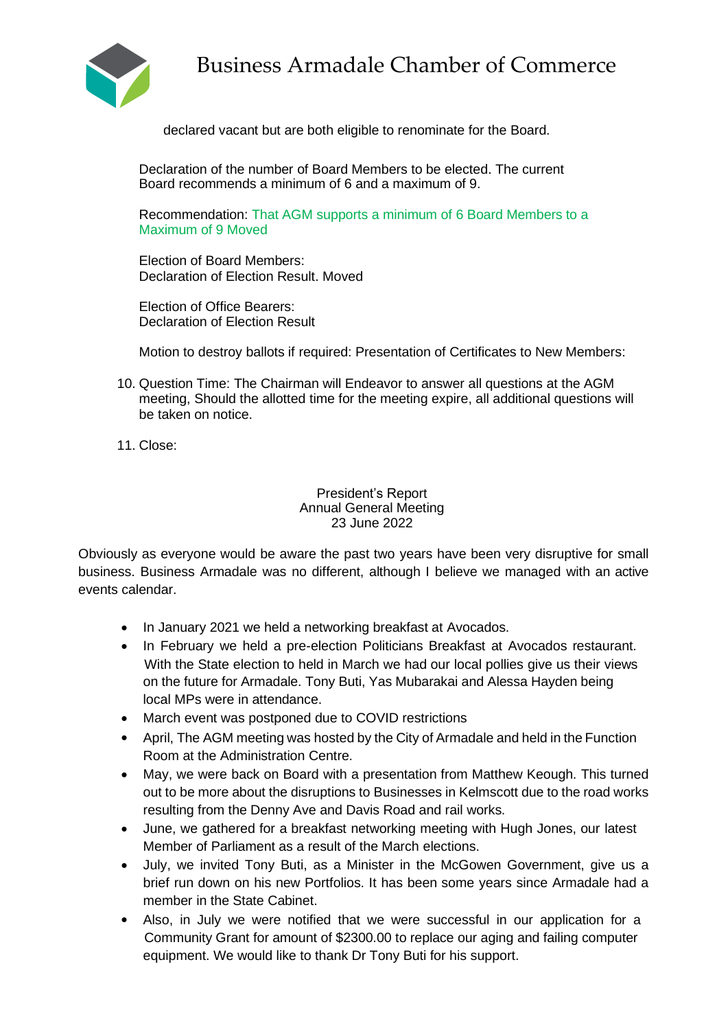declared vacant but are both eligible to renominate for the Board.

Declaration of the number of Board Members to be elected. The current Board recommends a minimum of 6 and a maximum of 9.

Recommendation: That AGM supports a minimum of 6 Board Members to a Maximum of 9 Moved

Election of Board Members:
Declaration of Election Result. Moved

Election of Office Bearers:
Declaration of Election Result

Motion to destroy ballots if required: Presentation of Certificates to New Members:

10. Question Time: The Chairman will Endeavor to answer all questions at the AGM meeting, Should the allotted time for the meeting expire, all additional questions will be taken on notice.

11. Close:

President's Report
Annual General Meeting
23 June 2022

Obviously as everyone would be aware the past two years have been very disruptive for small business. Business Armadale was no different, although I believe we managed with an active events calendar.

- In January 2021 we held a networking breakfast at Avocados.
- In February we held a pre-election Politicians Breakfast at Avocados restaurant. With the State election to held in March we had our local pollies give us their views on the future for Armadale. Tony Buti, Yas Mubarakai and Alessa Hayden being local MPs were in attendance.
- March event was postponed due to COVID restrictions
- April, The AGM meeting was hosted by the City of Armadale and held in the Function Room at the Administration Centre.
- May, we were back on Board with a presentation from Matthew Keough. This turned out to be more about the disruptions to Businesses in Kelmscott due to the road works resulting from the Denny Ave and Davis Road and rail works.
- June, we gathered for a breakfast networking meeting with Hugh Jones, our latest Member of Parliament as a result of the March elections.
- July, we invited Tony Buti, as a Minister in the McGowen Government, give us a brief run down on his new Portfolios. It has been some years since Armadale had a member in the State Cabinet.
- Also, in July we were notified that we were successful in our application for a Community Grant for amount of $2300.00 to replace our aging and failing computer equipment. We would like to thank Dr Tony Buti for his support.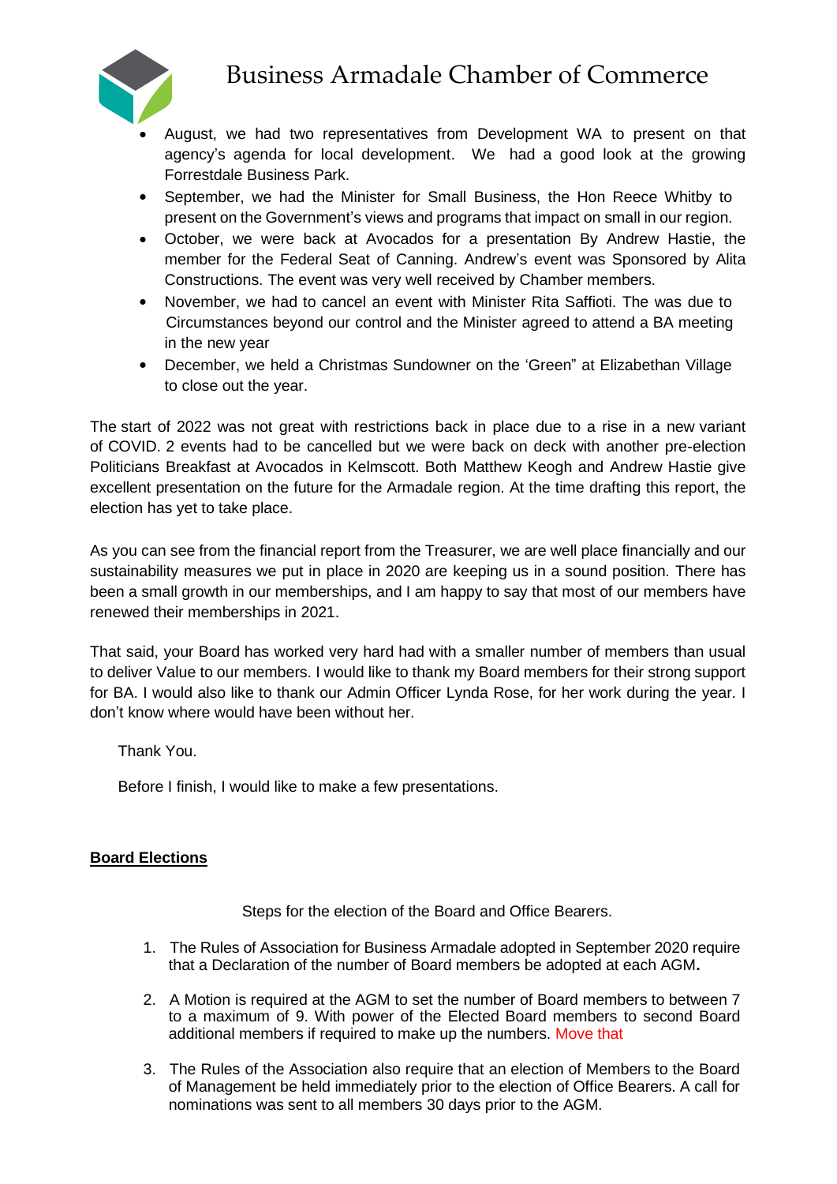- August, we had two representatives from Development WA to present on that agency's agenda for local development. We had a good look at the growing Forrestdale Business Park.
- September, we had the Minister for Small Business, the Hon Reece Whitby to present on the Government's views and programs that impact on small in our region.
- October, we were back at Avocados for a presentation By Andrew Hastie, the member for the Federal Seat of Canning. Andrew's event was Sponsored by Alita Constructions. The event was very well received by Chamber members.
- November, we had to cancel an event with Minister Rita Saffioti. The was due to Circumstances beyond our control and the Minister agreed to attend a BA meeting in the new year
- December, we held a Christmas Sundowner on the 'Green" at Elizabethan Village to close out the year.

The start of 2022 was not great with restrictions back in place due to a rise in a new variant of COVID. 2 events had to be cancelled but we were back on deck with another pre-election Politicians Breakfast at Avocados in Kelmscott. Both Matthew Keogh and Andrew Hastie give excellent presentation on the future for the Armadale region. At the time drafting this report, the election has yet to take place.

As you can see from the financial report from the Treasurer, we are well place financially and our sustainability measures we put in place in 2020 are keeping us in a sound position. There has been a small growth in our memberships, and I am happy to say that most of our members have renewed their memberships in 2021.

That said, your Board has worked very hard had with a smaller number of members than usual to deliver Value to our members. I would like to thank my Board members for their strong support for BA. I would also like to thank our Admin Officer Lynda Rose, for her work during the year. I don't know where would have been without her.

Thank You.

Before I finish, I would like to make a few presentations.

**Board Elections**

Steps for the election of the Board and Office Bearers.

1. The Rules of Association for Business Armadale adopted in September 2020 require that a Declaration of the number of Board members be adopted at each AGM**.**
2. A Motion is required at the AGM to set the number of Board members to between 7 to a maximum of 9. With power of the Elected Board members to second Board additional members if required to make up the numbers. Move that
3. The Rules of the Association also require that an election of Members to the Board of Management be held immediately prior to the election of Office Bearers. A call for nominations was sent to all members 30 days prior to the AGM.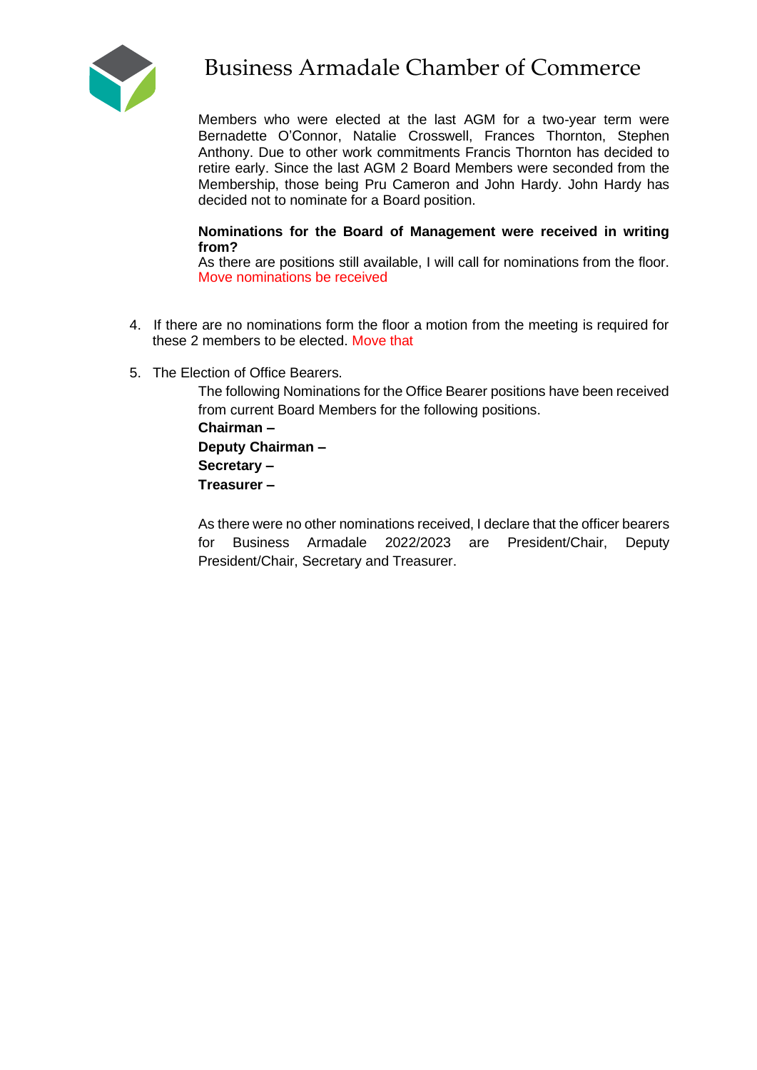# Business Armadale Chamber of Commerce

Members who were elected at the last AGM for a two-year term were Bernadette O'Connor, Natalie Crosswell, Frances Thornton, Stephen Anthony. Due to other work commitments Francis Thornton has decided to retire early. Since the last AGM 2 Board Members were seconded from the Membership, those being Pru Cameron and John Hardy. John Hardy has decided not to nominate for a Board position.

**Nominations for the Board of Management were received in writing from?**
As there are positions still available, I will call for nominations from the floor.
Move nominations be received

4. If there are no nominations form the floor a motion from the meeting is required for these 2 members to be elected. Move that

5. The Election of Office Bearers.

   The following Nominations for the Office Bearer positions have been received from current Board Members for the following positions.

   **Chairman –**
   **Deputy Chairman –**
   **Secretary –**
   **Treasurer –**

   As there were no other nominations received, I declare that the officer bearers for Business Armadale 2022/2023 are President/Chair, Deputy President/Chair, Secretary and Treasurer.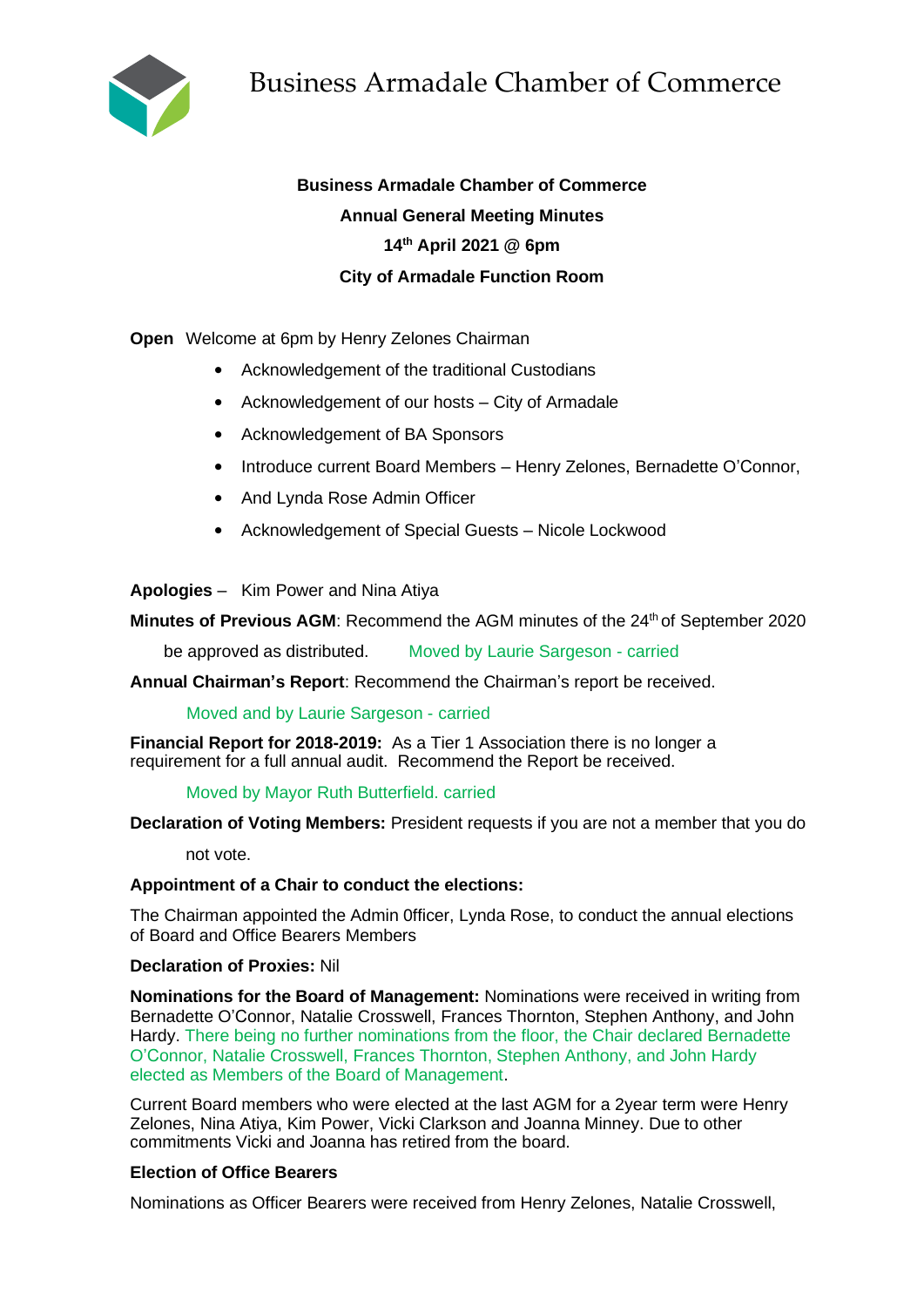Business Armadale Chamber of Commerce

**Business Armadale Chamber of Commerce**

**Annual General Meeting Minutes**

**14th April 2021 @ 6pm**

**City of Armadale Function Room**

**Open** Welcome at 6pm by Henry Zelones Chairman

- Acknowledgement of the traditional Custodians
- Acknowledgement of our hosts – City of Armadale
- Acknowledgement of BA Sponsors
- Introduce current Board Members – Henry Zelones, Bernadette O'Connor,
- And Lynda Rose Admin Officer
- Acknowledgement of Special Guests – Nicole Lockwood

**Apologies** – Kim Power and Nina Atiya

**Minutes of Previous AGM**: Recommend the AGM minutes of the 24th of September 2020 be approved as distributed. Moved by Laurie Sargeson - carried

**Annual Chairman's Report**: Recommend the Chairman's report be received.

Moved and by Laurie Sargeson - carried

**Financial Report for 2018-2019:** As a Tier 1 Association there is no longer a requirement for a full annual audit. Recommend the Report be received.

Moved by Mayor Ruth Butterfield. carried

**Declaration of Voting Members:** President requests if you are not a member that you do not vote.

**Appointment of a Chair to conduct the elections:**

The Chairman appointed the Admin 0fficer, Lynda Rose, to conduct the annual elections of Board and Office Bearers Members

**Declaration of Proxies:** Nil

**Nominations for the Board of Management:** Nominations were received in writing from Bernadette O'Connor, Natalie Crosswell, Frances Thornton, Stephen Anthony, and John Hardy. There being no further nominations from the floor, the Chair declared Bernadette O'Connor, Natalie Crosswell, Frances Thornton, Stephen Anthony, and John Hardy elected as Members of the Board of Management.

Current Board members who were elected at the last AGM for a 2year term were Henry Zelones, Nina Atiya, Kim Power, Vicki Clarkson and Joanna Minney. Due to other commitments Vicki and Joanna has retired from the board.

**Election of Office Bearers**

Nominations as Officer Bearers were received from Henry Zelones, Natalie Crosswell,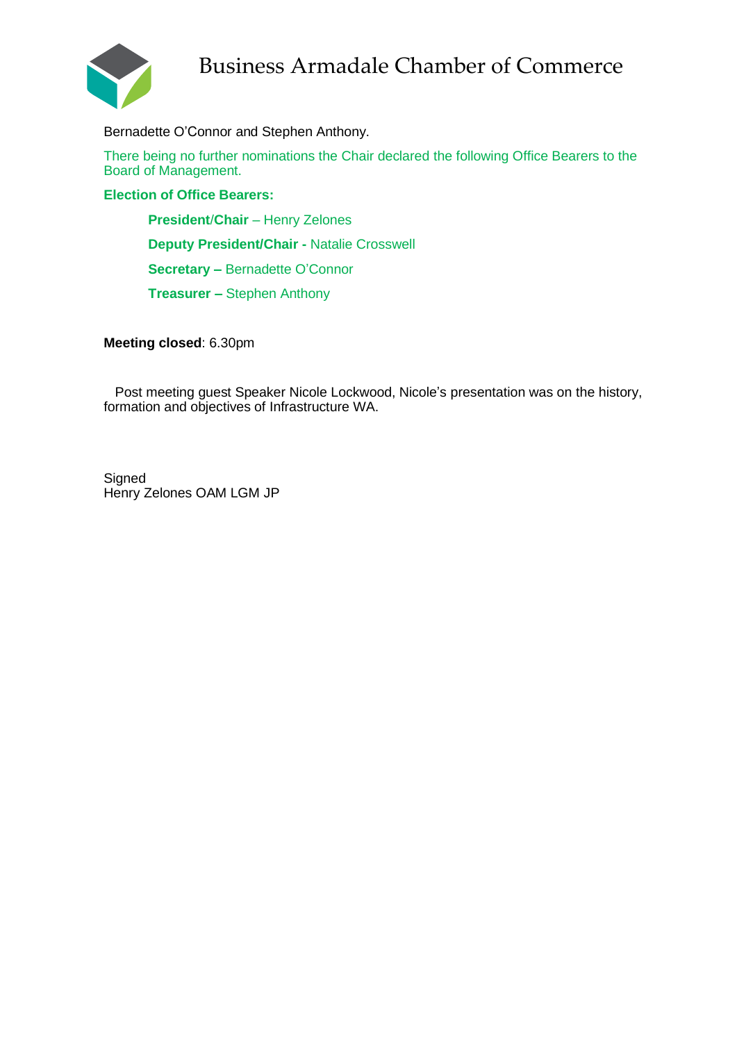Bernadette O'Connor and Stephen Anthony.

There being no further nominations the Chair declared the following Office Bearers to the Board of Management.

**Election of Office Bearers:**

- **President/Chair** – Henry Zelones
- **Deputy President/Chair -** Natalie Crosswell
- **Secretary –** Bernadette O'Connor
- **Treasurer –** Stephen Anthony

**Meeting closed**: 6.30pm

Post meeting guest Speaker Nicole Lockwood, Nicole's presentation was on the history, formation and objectives of Infrastructure WA.

Signed
Henry Zelones OAM LGM JP